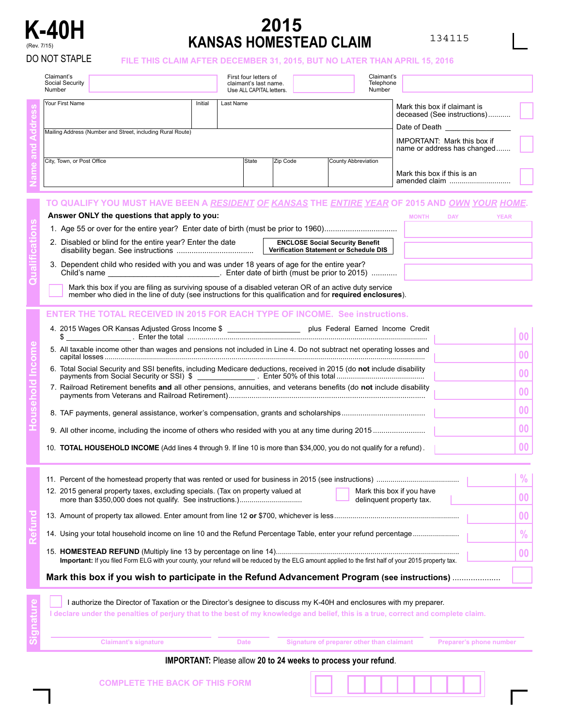# K-40H

(Rev. 7/15)

DO NOT STAPLE

# 2015 KANSAS HOMESTEAD CLAIM

134115

**FILE THIS CLAIM AFTER DECEMBER 31, 2015, BUT NO LATER THAN APRIL 15, 2016**

| Claimant's Social Security Number | | First four letters of claimant's last name. Use ALL CAPITAL letters. | | Claimant's Telephone Number | |
|---|---|---|---|---|---|

## Name and Address

| Your First Name | Initial | Last Name | |
|---|---|---|---|
| Mailing Address (Number and Street, including Rural Route) | | | |
| City, Town, or Post Office | State | Zip Code | County Abbreviation |

Mark this box if claimant is deceased (See instructions) ☐

Date of Death ____________

IMPORTANT: Mark this box if name or address has changed ☐

Mark this box if this is an amended claim ☐

## Qualifications

**TO QUALIFY YOU MUST HAVE BEEN A *RESIDENT OF KANSAS* THE *ENTIRE YEAR* OF 2015 AND *OWN YOUR HOME*.**

**Answer ONLY the questions that apply to you:** (MONTH / DAY / YEAR)

1. Age 55 or over for the entire year? Enter date of birth (must be prior to 1960) ____________
2. Disabled or blind for the entire year? Enter the date disability began. See instructions ____________ **ENCLOSE Social Security Benefit Verification Statement or Schedule DIS**
3. Dependent child who resided with you and was under 18 years of age for the entire year? Child's name ____________. Enter date of birth (must be prior to 2015) ____________

☐ Mark this box if you are filing as surviving spouse of a disabled veteran OR of an active duty service member who died in the line of duty (see instructions for this qualification and for **required enclosures**).

## Household Income

**ENTER THE TOTAL RECEIVED IN 2015 FOR EACH TYPE OF INCOME. See instructions.**

4. 2015 Wages OR Kansas Adjusted Gross Income $ ____________ plus Federal Earned Income Credit $ ____________. Enter the total ____________ 00
5. All taxable income other than wages and pensions not included in Line 4. Do not subtract net operating losses and capital losses ____________ 00
6. Total Social Security and SSI benefits, including Medicare deductions, received in 2015 (do **not** include disability payments from Social Security or SSI) $ ____________. Enter 50% of this total ____________ 00
7. Railroad Retirement benefits **and** all other pensions, annuities, and veterans benefits (do **not** include disability payments from Veterans and Railroad Retirement) ____________ 00
8. TAF payments, general assistance, worker's compensation, grants and scholarships ____________ 00
9. All other income, including the income of others who resided with you at any time during 2015 ____________ 00
10. **TOTAL HOUSEHOLD INCOME** (Add lines 4 through 9. If line 10 is more than $34,000, you do not qualify for a refund) ____________ 00

## Refund

11. Percent of the homestead property that was rented or used for business in 2015 (see instructions) ____________ %
12. 2015 general property taxes, excluding specials. (Tax on property valued at more than $350,000 does not qualify. See instructions.) ☐ Mark this box if you have delinquent property tax. ____________ 00
13. Amount of property tax allowed. Enter amount from line 12 **or** $700, whichever is less ____________ 00
14. Using your total household income on line 10 and the Refund Percentage Table, enter your refund percentage ____________ %
15. **HOMESTEAD REFUND** (Multiply line 13 by percentage on line 14) ____________ 00

**Important:** If you filed Form ELG with your county, your refund will be reduced by the ELG amount applied to the first half of your 2015 property tax.

**Mark this box if you wish to participate in the Refund Advancement Program (see instructions)** ☐

## Signature

☐ I authorize the Director of Taxation or the Director's designee to discuss my K-40H and enclosures with my preparer.

I declare under the penalties of perjury that to the best of my knowledge and belief, this is a true, correct and complete claim.

| Claimant's signature | Date | Signature of preparer other than claimant | Preparer's phone number |
|---|---|---|---|
| | | | |

**IMPORTANT:** Please allow **20 to 24 weeks to process your refund**.

COMPLETE THE BACK OF THIS FORM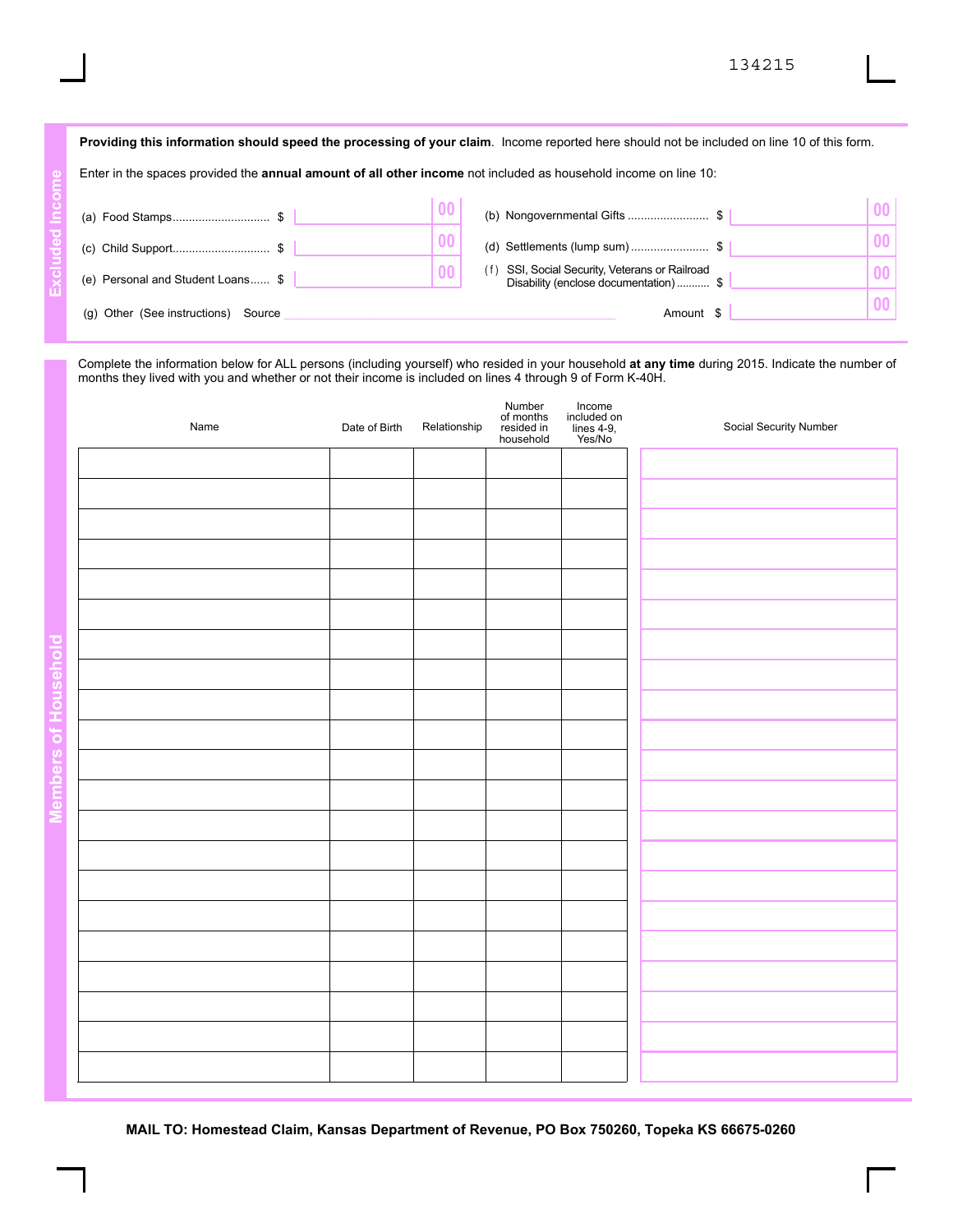134215

## Excluded Income

**Providing this information should speed the processing of your claim**. Income reported here should not be included on line 10 of this form.

Enter in the spaces provided the **annual amount of all other income** not included as household income on line 10:

(a) Food Stamps.............................. $ ________ 00

(b) Nongovernmental Gifts ......................... $ ________ 00

(c) Child Support.............................. $ ________ 00

(d) Settlements (lump sum)........................ $ ________ 00

(e) Personal and Student Loans...... $ ________ 00

(f) SSI, Social Security, Veterans or Railroad Disability (enclose documentation)........... $ ________ 00

(g) Other (See instructions) Source ____________________ Amount $ ________ 00

## Members of Household

Complete the information below for ALL persons (including yourself) who resided in your household **at any time** during 2015. Indicate the number of months they lived with you and whether or not their income is included on lines 4 through 9 of Form K-40H.

| Name | Date of Birth | Relationship | Number of months resided in household | Income included on lines 4-9, Yes/No | Social Security Number |
|---|---|---|---|---|---|
| | | | | | |
| | | | | | |
| | | | | | |
| | | | | | |
| | | | | | |
| | | | | | |
| | | | | | |
| | | | | | |
| | | | | | |
| | | | | | |
| | | | | | |
| | | | | | |
| | | | | | |
| | | | | | |
| | | | | | |
| | | | | | |
| | | | | | |
| | | | | | |
| | | | | | |
| | | | | | |
| | | | | | |

**MAIL TO: Homestead Claim, Kansas Department of Revenue, PO Box 750260, Topeka KS 66675-0260**